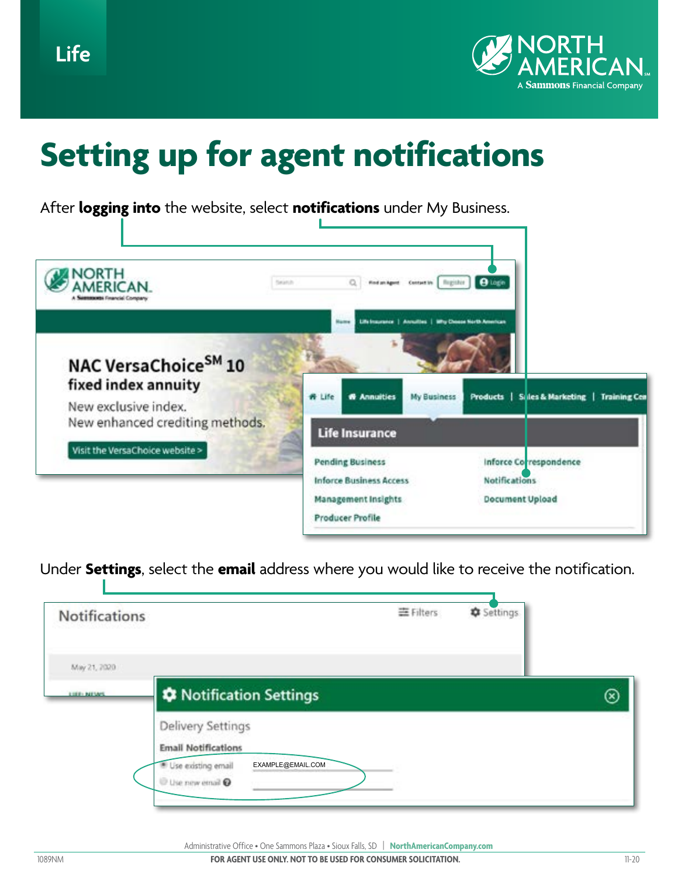Life

NORTH AMERICAN
A Sammons Financial Company

# Setting up for agent notifications

After **logging into** the website, select **notifications** under My Business.

Under **Settings**, select the **email** address where you would like to receive the notification.

Administrative Office • One Sammons Plaza • Sioux Falls, SD | NorthAmericanCompany.com

1089NM FOR AGENT USE ONLY. NOT TO BE USED FOR CONSUMER SOLICITATION. 11-20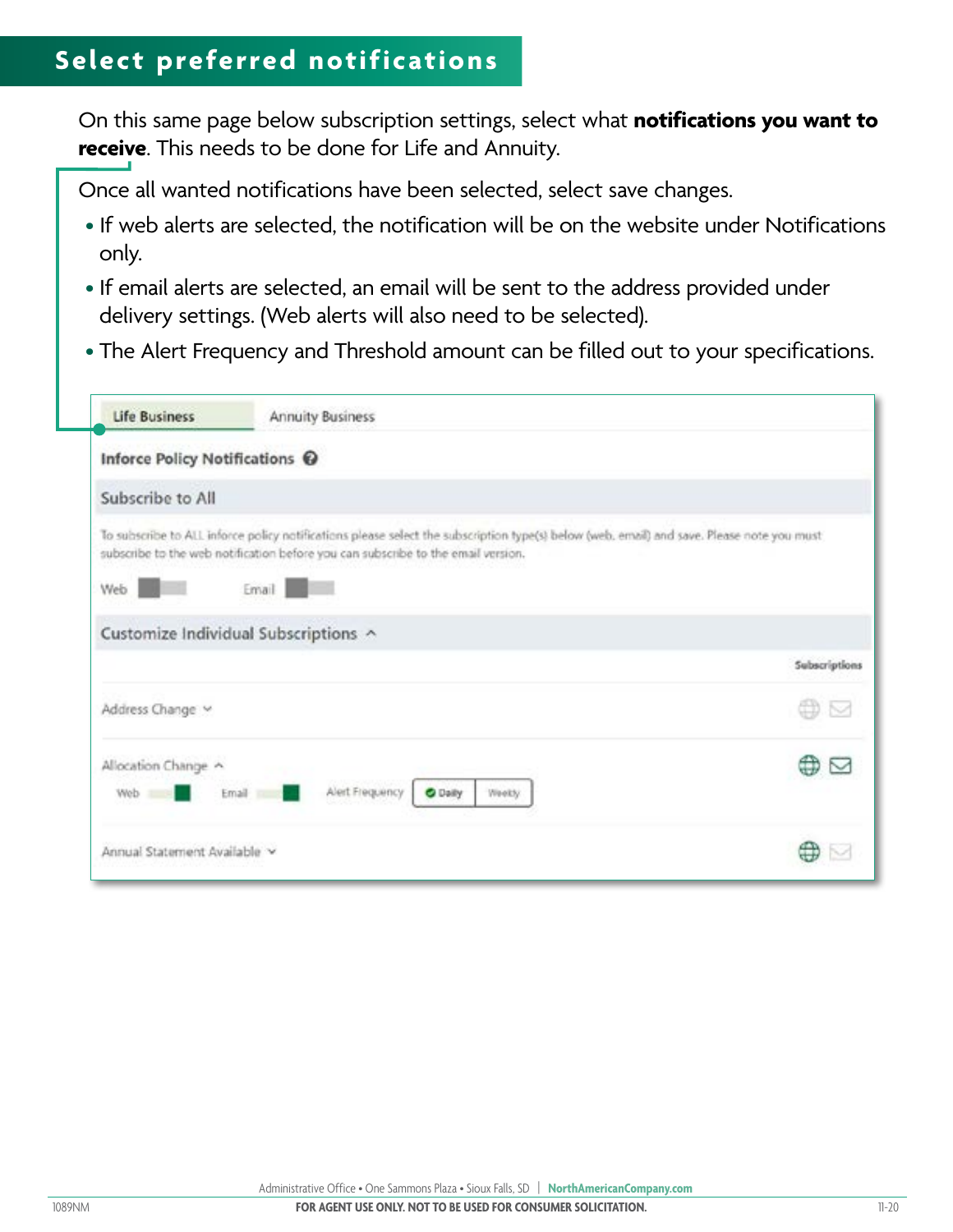## Select preferred notifications

On this same page below subscription settings, select what **notifications you want to receive**. This needs to be done for Life and Annuity.

Once all wanted notifications have been selected, select save changes.

- If web alerts are selected, the notification will be on the website under Notifications only.
- If email alerts are selected, an email will be sent to the address provided under delivery settings. (Web alerts will also need to be selected).
- The Alert Frequency and Threshold amount can be filled out to your specifications.

Life Business | Annuity Business

**Inforce Policy Notifications**

**Subscribe to All**

To subscribe to ALL inforce policy notifications please select the subscription type(s) below (web, email) and save. Please note you must subscribe to the web notification before you can subscribe to the email version.

Web | Email

**Customize Individual Subscriptions**

Subscriptions

Address Change

Allocation Change

Web | Email | Alert Frequency | Daily | Weekly

Annual Statement Available

Administrative Office • One Sammons Plaza • Sioux Falls, SD | NorthAmericanCompany.com

1089NM FOR AGENT USE ONLY. NOT TO BE USED FOR CONSUMER SOLICITATION. 11-20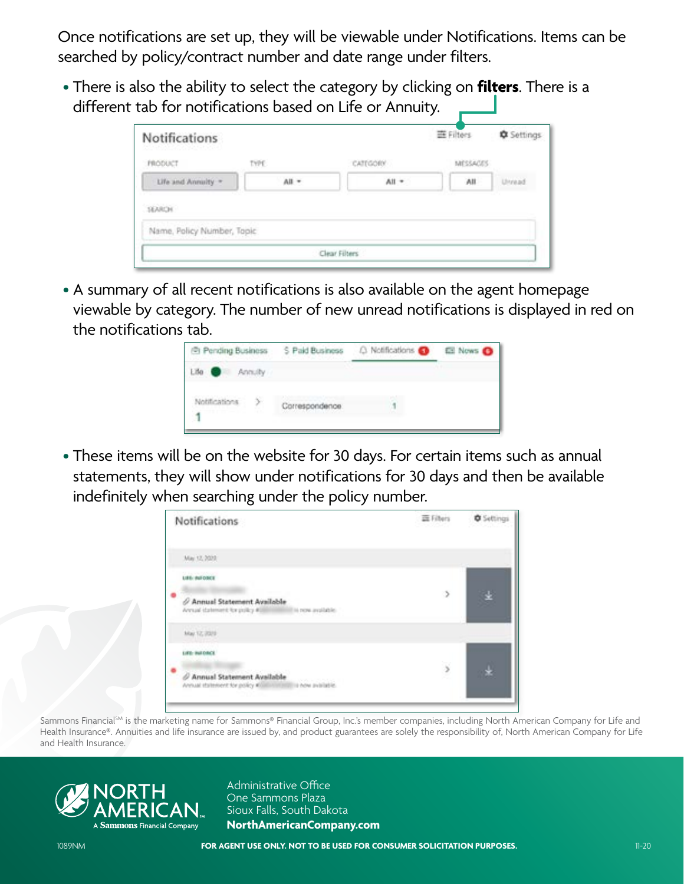Once notifications are set up, they will be viewable under Notifications. Items can be searched by policy/contract number and date range under filters.

- There is also the ability to select the category by clicking on **filters**. There is a different tab for notifications based on Life or Annuity.

Notifications

Filters

Settings

PRODUCT

TYPE

CATEGORY

MESSAGES

Life and Annuity

All

All

All

Unread

SEARCH

Name, Policy Number, Topic

Clear Filters

- A summary of all recent notifications is also available on the agent homepage viewable by category. The number of new unread notifications is displayed in red on the notifications tab.

Pending Business

Paid Business

Notifications 1

News 6

Life

Annuity

Notifications 1

Correspondence 1

- These items will be on the website for 30 days. For certain items such as annual statements, they will show under notifications for 30 days and then be available indefinitely when searching under the policy number.

Notifications

Filters

Settings

Annual Statement Available

Annual Statement Available

Sammons Financial[SM] is the marketing name for Sammons® Financial Group, Inc.'s member companies, including North American Company for Life and Health Insurance®. Annuities and life insurance are issued by, and product guarantees are solely the responsibility of, North American Company for Life and Health Insurance.

NORTH AMERICAN
A Sammons Financial Company

Administrative Office
One Sammons Plaza
Sioux Falls, South Dakota
**NorthAmericanCompany.com**

1089NM

**FOR AGENT USE ONLY. NOT TO BE USED FOR CONSUMER SOLICITATION PURPOSES.**

11-20